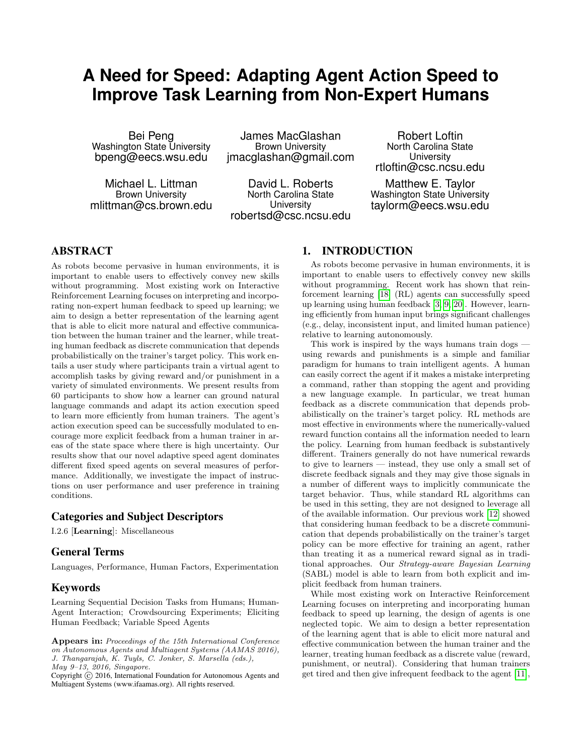# A Need for Speed: Adapting Agent Action Speed to Improve Task Learning from Non-Expert Humans

Bei Peng
Washington State University
bpeng@eecs.wsu.edu

James MacGlashan
Brown University
jmacglashan@gmail.com

Robert Loftin
North Carolina State University
rtloftin@csc.ncsu.edu

Michael L. Littman
Brown University
mlittman@cs.brown.edu

David L. Roberts
North Carolina State University
robertsd@csc.ncsu.edu

Matthew E. Taylor
Washington State University
taylorm@eecs.wsu.edu

## ABSTRACT

As robots become pervasive in human environments, it is important to enable users to effectively convey new skills without programming. Most existing work on Interactive Reinforcement Learning focuses on interpreting and incorporating non-expert human feedback to speed up learning; we aim to design a better representation of the learning agent that is able to elicit more natural and effective communication between the human trainer and the learner, while treating human feedback as discrete communication that depends probabilistically on the trainer's target policy. This work entails a user study where participants train a virtual agent to accomplish tasks by giving reward and/or punishment in a variety of simulated environments. We present results from 60 participants to show how a learner can ground natural language commands and adapt its action execution speed to learn more efficiently from human trainers. The agent's action execution speed can be successfully modulated to encourage more explicit feedback from a human trainer in areas of the state space where there is high uncertainty. Our results show that our novel adaptive speed agent dominates different fixed speed agents on several measures of performance. Additionally, we investigate the impact of instructions on user performance and user preference in training conditions.

### Categories and Subject Descriptors

I.2.6 [**Learning**]: Miscellaneous

### General Terms

Languages, Performance, Human Factors, Experimentation

### Keywords

Learning Sequential Decision Tasks from Humans; Human-Agent Interaction; Crowdsourcing Experiments; Eliciting Human Feedback; Variable Speed Agents

**Appears in:** *Proceedings of the 15th International Conference on Autonomous Agents and Multiagent Systems (AAMAS 2016), J. Thangarajah, K. Tuyls, C. Jonker, S. Marsella (eds.), May 9–13, 2016, Singapore.*
Copyright © 2016, International Foundation for Autonomous Agents and Multiagent Systems (www.ifaamas.org). All rights reserved.

## 1. INTRODUCTION

As robots become pervasive in human environments, it is important to enable users to effectively convey new skills without programming. Recent work has shown that reinforcement learning [18] (RL) agents can successfully speed up learning using human feedback [3, 9, 20]. However, learning efficiently from human input brings significant challenges (e.g., delay, inconsistent input, and limited human patience) relative to learning autonomously.

This work is inspired by the ways humans train dogs — using rewards and punishments is a simple and familiar paradigm for humans to train intelligent agents. A human can easily correct the agent if it makes a mistake interpreting a command, rather than stopping the agent and providing a new language example. In particular, we treat human feedback as a discrete communication that depends probabilistically on the trainer's target policy. RL methods are most effective in environments where the numerically-valued reward function contains all the information needed to learn the policy. Learning from human feedback is substantively different. Trainers generally do not have numerical rewards to give to learners — instead, they use only a small set of discrete feedback signals and they may give those signals in a number of different ways to implicitly communicate the target behavior. Thus, while standard RL algorithms can be used in this setting, they are not designed to leverage all of the available information. Our previous work [12] showed that considering human feedback to be a discrete communication that depends probabilistically on the trainer's target policy can be more effective for training an agent, rather than treating it as a numerical reward signal as in traditional approaches. Our *Strategy-aware Bayesian Learning* (SABL) model is able to learn from both explicit and implicit feedback from human trainers.

While most existing work on Interactive Reinforcement Learning focuses on interpreting and incorporating human feedback to speed up learning, the design of agents is one neglected topic. We aim to design a better representation of the learning agent that is able to elicit more natural and effective communication between the human trainer and the learner, treating human feedback as a discrete value (reward, punishment, or neutral). Considering that human trainers get tired and then give infrequent feedback to the agent [11],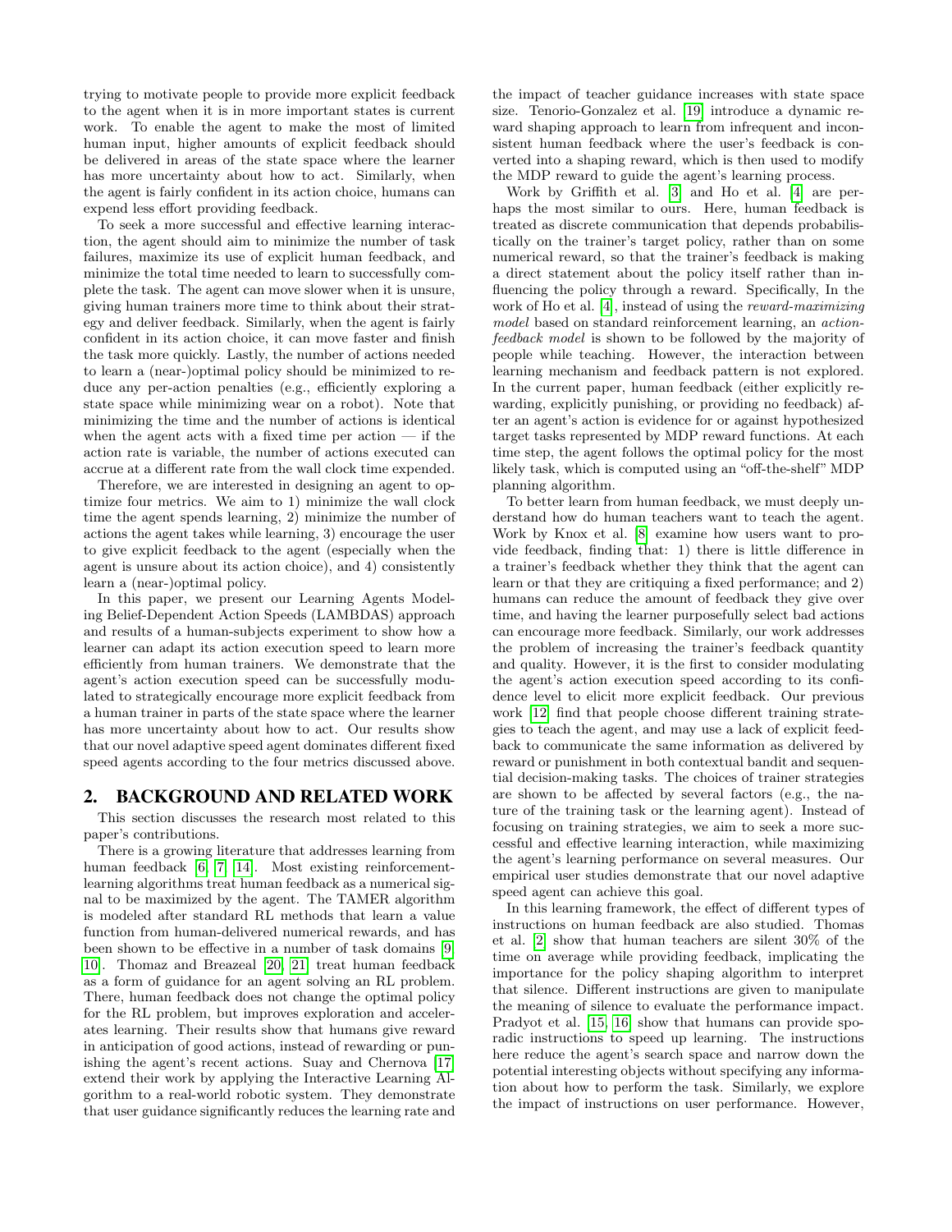trying to motivate people to provide more explicit feedback to the agent when it is in more important states is current work. To enable the agent to make the most of limited human input, higher amounts of explicit feedback should be delivered in areas of the state space where the learner has more uncertainty about how to act. Similarly, when the agent is fairly confident in its action choice, humans can expend less effort providing feedback.

To seek a more successful and effective learning interaction, the agent should aim to minimize the number of task failures, maximize its use of explicit human feedback, and minimize the total time needed to learn to successfully complete the task. The agent can move slower when it is unsure, giving human trainers more time to think about their strategy and deliver feedback. Similarly, when the agent is fairly confident in its action choice, it can move faster and finish the task more quickly. Lastly, the number of actions needed to learn a (near-)optimal policy should be minimized to reduce any per-action penalties (e.g., efficiently exploring a state space while minimizing wear on a robot). Note that minimizing the time and the number of actions is identical when the agent acts with a fixed time per action — if the action rate is variable, the number of actions executed can accrue at a different rate from the wall clock time expended.

Therefore, we are interested in designing an agent to optimize four metrics. We aim to 1) minimize the wall clock time the agent spends learning, 2) minimize the number of actions the agent takes while learning, 3) encourage the user to give explicit feedback to the agent (especially when the agent is unsure about its action choice), and 4) consistently learn a (near-)optimal policy.

In this paper, we present our Learning Agents Modeling Belief-Dependent Action Speeds (LAMBDAS) approach and results of a human-subjects experiment to show how a learner can adapt its action execution speed to learn more efficiently from human trainers. We demonstrate that the agent's action execution speed can be successfully modulated to strategically encourage more explicit feedback from a human trainer in parts of the state space where the learner has more uncertainty about how to act. Our results show that our novel adaptive speed agent dominates different fixed speed agents according to the four metrics discussed above.

## 2. BACKGROUND AND RELATED WORK

This section discusses the research most related to this paper's contributions.

There is a growing literature that addresses learning from human feedback [6, 7, 14]. Most existing reinforcement-learning algorithms treat human feedback as a numerical signal to be maximized by the agent. The TAMER algorithm is modeled after standard RL methods that learn a value function from human-delivered numerical rewards, and has been shown to be effective in a number of task domains [9, 10]. Thomaz and Breazeal [20, 21] treat human feedback as a form of guidance for an agent solving an RL problem. There, human feedback does not change the optimal policy for the RL problem, but improves exploration and accelerates learning. Their results show that humans give reward in anticipation of good actions, instead of rewarding or punishing the agent's recent actions. Suay and Chernova [17] extend their work by applying the Interactive Learning Algorithm to a real-world robotic system. They demonstrate that user guidance significantly reduces the learning rate and the impact of teacher guidance increases with state space size. Tenorio-Gonzalez et al. [19] introduce a dynamic reward shaping approach to learn from infrequent and inconsistent human feedback where the user's feedback is converted into a shaping reward, which is then used to modify the MDP reward to guide the agent's learning process.

Work by Griffith et al. [3] and Ho et al. [4] are perhaps the most similar to ours. Here, human feedback is treated as discrete communication that depends probabilistically on the trainer's target policy, rather than on some numerical reward, so that the trainer's feedback is making a direct statement about the policy itself rather than influencing the policy through a reward. Specifically, In the work of Ho et al. [4], instead of using the *reward-maximizing model* based on standard reinforcement learning, an *action-feedback model* is shown to be followed by the majority of people while teaching. However, the interaction between learning mechanism and feedback pattern is not explored. In the current paper, human feedback (either explicitly rewarding, explicitly punishing, or providing no feedback) after an agent's action is evidence for or against hypothesized target tasks represented by MDP reward functions. At each time step, the agent follows the optimal policy for the most likely task, which is computed using an "off-the-shelf" MDP planning algorithm.

To better learn from human feedback, we must deeply understand how do human teachers want to teach the agent. Work by Knox et al. [8] examine how users want to provide feedback, finding that: 1) there is little difference in a trainer's feedback whether they think that the agent can learn or that they are critiquing a fixed performance; and 2) humans can reduce the amount of feedback they give over time, and having the learner purposefully select bad actions can encourage more feedback. Similarly, our work addresses the problem of increasing the trainer's feedback quantity and quality. However, it is the first to consider modulating the agent's action execution speed according to its confidence level to elicit more explicit feedback. Our previous work [12] find that people choose different training strategies to teach the agent, and may use a lack of explicit feedback to communicate the same information as delivered by reward or punishment in both contextual bandit and sequential decision-making tasks. The choices of trainer strategies are shown to be affected by several factors (e.g., the nature of the training task or the learning agent). Instead of focusing on training strategies, we aim to seek a more successful and effective learning interaction, while maximizing the agent's learning performance on several measures. Our empirical user studies demonstrate that our novel adaptive speed agent can achieve this goal.

In this learning framework, the effect of different types of instructions on human feedback are also studied. Thomas et al. [2] show that human teachers are silent 30% of the time on average while providing feedback, implicating the importance for the policy shaping algorithm to interpret that silence. Different instructions are given to manipulate the meaning of silence to evaluate the performance impact. Pradyot et al. [15, 16] show that humans can provide sporadic instructions to speed up learning. The instructions here reduce the agent's search space and narrow down the potential interesting objects without specifying any information about how to perform the task. Similarly, we explore the impact of instructions on user performance. However,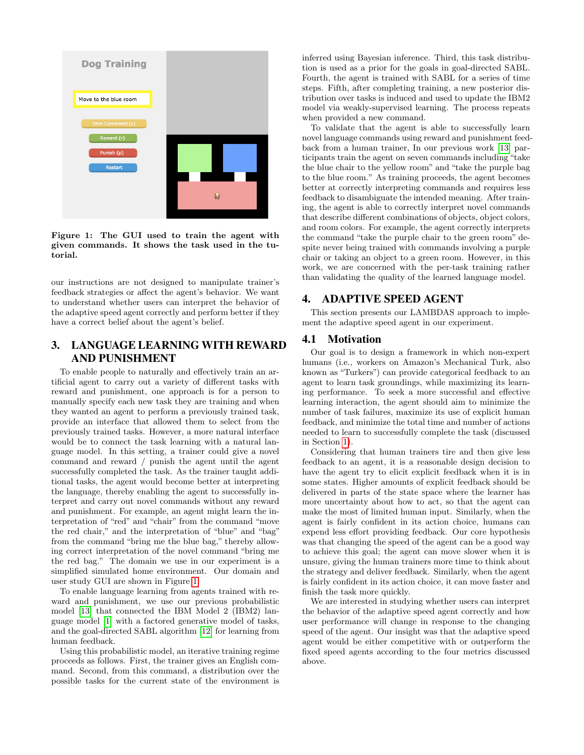Figure 1: The GUI used to train the agent with given commands. It shows the task used in the tutorial.

our instructions are not designed to manipulate trainer's feedback strategies or affect the agent's behavior. We want to understand whether users can interpret the behavior of the adaptive speed agent correctly and perform better if they have a correct belief about the agent's belief.

## 3. LANGUAGE LEARNING WITH REWARD AND PUNISHMENT

To enable people to naturally and effectively train an artificial agent to carry out a variety of different tasks with reward and punishment, one approach is for a person to manually specify each new task they are training and when they wanted an agent to perform a previously trained task, provide an interface that allowed them to select from the previously trained tasks. However, a more natural interface would be to connect the task learning with a natural language model. In this setting, a trainer could give a novel command and reward / punish the agent until the agent successfully completed the task. As the trainer taught additional tasks, the agent would become better at interpreting the language, thereby enabling the agent to successfully interpret and carry out novel commands without any reward and punishment. For example, an agent might learn the interpretation of "red" and "chair" from the command "move the red chair," and the interpretation of "blue" and "bag" from the command "bring me the blue bag," thereby allowing correct interpretation of the novel command "bring me the red bag." The domain we use in our experiment is a simplified simulated home environment. Our domain and user study GUI are shown in Figure 1.

To enable language learning from agents trained with reward and punishment, we use our previous probabilistic model [13] that connected the IBM Model 2 (IBM2) language model [1] with a factored generative model of tasks, and the goal-directed SABL algorithm [12] for learning from human feedback.

Using this probabilistic model, an iterative training regime proceeds as follows. First, the trainer gives an English command. Second, from this command, a distribution over the possible tasks for the current state of the environment is inferred using Bayesian inference. Third, this task distribution is used as a prior for the goals in goal-directed SABL. Fourth, the agent is trained with SABL for a series of time steps. Fifth, after completing training, a new posterior distribution over tasks is induced and used to update the IBM2 model via weakly-supervised learning. The process repeats when provided a new command.

To validate that the agent is able to successfully learn novel language commands using reward and punishment feedback from a human trainer, In our previous work [13] participants train the agent on seven commands including "take the blue chair to the yellow room" and "take the purple bag to the blue room." As training proceeds, the agent becomes better at correctly interpreting commands and requires less feedback to disambiguate the intended meaning. After training, the agent is able to correctly interpret novel commands that describe different combinations of objects, object colors, and room colors. For example, the agent correctly interprets the command "take the purple chair to the green room" despite never being trained with commands involving a purple chair or taking an object to a green room. However, in this work, we are concerned with the per-task training rather than validating the quality of the learned language model.

## 4. ADAPTIVE SPEED AGENT

This section presents our LAMBDAS approach to implement the adaptive speed agent in our experiment.

### 4.1 Motivation

Our goal is to design a framework in which non-expert humans (i.e., workers on Amazon's Mechanical Turk, also known as "Turkers") can provide categorical feedback to an agent to learn task groundings, while maximizing its learning performance. To seek a more successful and effective learning interaction, the agent should aim to minimize the number of task failures, maximize its use of explicit human feedback, and minimize the total time and number of actions needed to learn to successfully complete the task (discussed in Section 1).

Considering that human trainers tire and then give less feedback to an agent, it is a reasonable design decision to have the agent try to elicit explicit feedback when it is in some states. Higher amounts of explicit feedback should be delivered in parts of the state space where the learner has more uncertainty about how to act, so that the agent can make the most of limited human input. Similarly, when the agent is fairly confident in its action choice, humans can expend less effort providing feedback. Our core hypothesis was that changing the speed of the agent can be a good way to achieve this goal; the agent can move slower when it is unsure, giving the human trainers more time to think about the strategy and deliver feedback. Similarly, when the agent is fairly confident in its action choice, it can move faster and finish the task more quickly.

We are interested in studying whether users can interpret the behavior of the adaptive speed agent correctly and how user performance will change in response to the changing speed of the agent. Our insight was that the adaptive speed agent would be either competitive with or outperform the fixed speed agents according to the four metrics discussed above.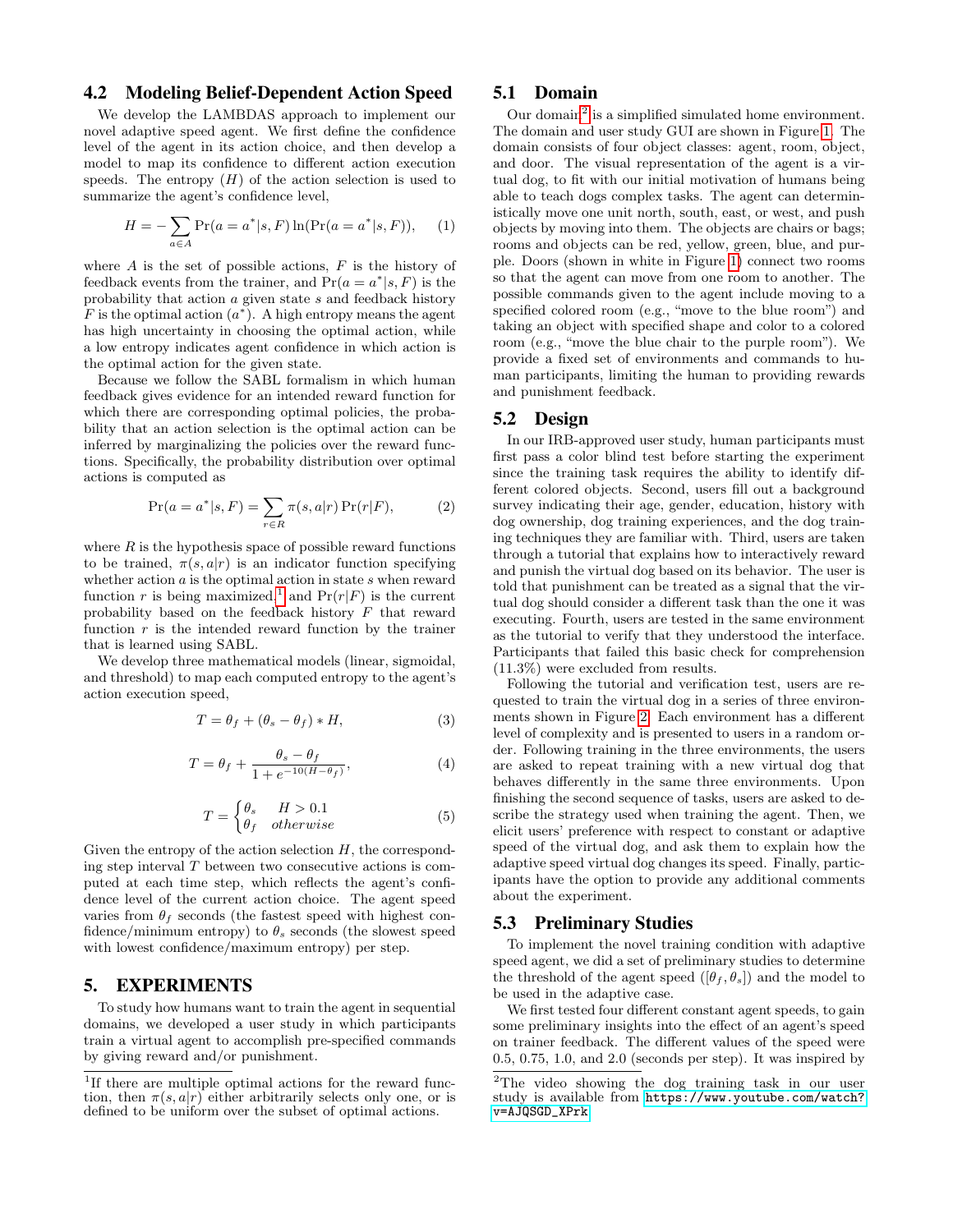## 4.2 Modeling Belief-Dependent Action Speed

We develop the LAMBDAS approach to implement our novel adaptive speed agent. We first define the confidence level of the agent in its action choice, and then develop a model to map its confidence to different action execution speeds. The entropy ($H$) of the action selection is used to summarize the agent's confidence level,

$$H = -\sum_{a \in A} \Pr(a = a^*|s, F) \ln(\Pr(a = a^*|s, F)), \quad (1)$$

where $A$ is the set of possible actions, $F$ is the history of feedback events from the trainer, and $\Pr(a = a^*|s, F)$ is the probability that action $a$ given state $s$ and feedback history $F$ is the optimal action ($a^*$). A high entropy means the agent has high uncertainty in choosing the optimal action, while a low entropy indicates agent confidence in which action is the optimal action for the given state.

Because we follow the SABL formalism in which human feedback gives evidence for an intended reward function for which there are corresponding optimal policies, the probability that an action selection is the optimal action can be inferred by marginalizing the policies over the reward functions. Specifically, the probability distribution over optimal actions is computed as

$$\Pr(a = a^*|s, F) = \sum_{r \in R} \pi(s, a|r) \Pr(r|F), \quad (2)$$

where $R$ is the hypothesis space of possible reward functions to be trained, $\pi(s, a|r)$ is an indicator function specifying whether action $a$ is the optimal action in state $s$ when reward function $r$ is being maximized,[1] and $\Pr(r|F)$ is the current probability based on the feedback history $F$ that reward function $r$ is the intended reward function by the trainer that is learned using SABL.

We develop three mathematical models (linear, sigmoidal, and threshold) to map each computed entropy to the agent's action execution speed,

$$T = \theta_f + (\theta_s - \theta_f) * H, \quad (3)$$

$$T = \theta_f + \frac{\theta_s - \theta_f}{1 + e^{-10(H - \theta_f)}}, \quad (4)$$

$$T = \begin{cases} \theta_s & H > 0.1 \\ \theta_f & otherwise \end{cases} \quad (5)$$

Given the entropy of the action selection $H$, the corresponding step interval $T$ between two consecutive actions is computed at each time step, which reflects the agent's confidence level of the current action choice. The agent speed varies from $\theta_f$ seconds (the fastest speed with highest confidence/minimum entropy) to $\theta_s$ seconds (the slowest speed with lowest confidence/maximum entropy) per step.

# 5. EXPERIMENTS

To study how humans want to train the agent in sequential domains, we developed a user study in which participants train a virtual agent to accomplish pre-specified commands by giving reward and/or punishment.

[1]If there are multiple optimal actions for the reward function, then $\pi(s, a|r)$ either arbitrarily selects only one, or is defined to be uniform over the subset of optimal actions.

## 5.1 Domain

Our domain[2] is a simplified simulated home environment. The domain and user study GUI are shown in Figure 1. The domain consists of four object classes: agent, room, object, and door. The visual representation of the agent is a virtual dog, to fit with our initial motivation of humans being able to teach dogs complex tasks. The agent can deterministically move one unit north, south, east, or west, and push objects by moving into them. The objects are chairs or bags; rooms and objects can be red, yellow, green, blue, and purple. Doors (shown in white in Figure 1) connect two rooms so that the agent can move from one room to another. The possible commands given to the agent include moving to a specified colored room (e.g., "move to the blue room") and taking an object with specified shape and color to a colored room (e.g., "move the blue chair to the purple room"). We provide a fixed set of environments and commands to human participants, limiting the human to providing rewards and punishment feedback.

## 5.2 Design

In our IRB-approved user study, human participants must first pass a color blind test before starting the experiment since the training task requires the ability to identify different colored objects. Second, users fill out a background survey indicating their age, gender, education, history with dog ownership, dog training experiences, and the dog training techniques they are familiar with. Third, users are taken through a tutorial that explains how to interactively reward and punish the virtual dog based on its behavior. The user is told that punishment can be treated as a signal that the virtual dog should consider a different task than the one it was executing. Fourth, users are tested in the same environment as the tutorial to verify that they understood the interface. Participants that failed this basic check for comprehension (11.3%) were excluded from results.

Following the tutorial and verification test, users are requested to train the virtual dog in a series of three environments shown in Figure 2. Each environment has a different level of complexity and is presented to users in a random order. Following training in the three environments, the users are asked to repeat training with a new virtual dog that behaves differently in the same three environments. Upon finishing the second sequence of tasks, users are asked to describe the strategy used when training the agent. Then, we elicit users' preference with respect to constant or adaptive speed of the virtual dog, and ask them to explain how the adaptive speed virtual dog changes its speed. Finally, participants have the option to provide any additional comments about the experiment.

## 5.3 Preliminary Studies

To implement the novel training condition with adaptive speed agent, we did a set of preliminary studies to determine the threshold of the agent speed ($[\theta_f, \theta_s]$) and the model to be used in the adaptive case.

We first tested four different constant agent speeds, to gain some preliminary insights into the effect of an agent's speed on trainer feedback. The different values of the speed were 0.5, 0.75, 1.0, and 2.0 (seconds per step). It was inspired by

[2]The video showing the dog training task in our user study is available from https://www.youtube.com/watch?v=AJQSGD_XPrk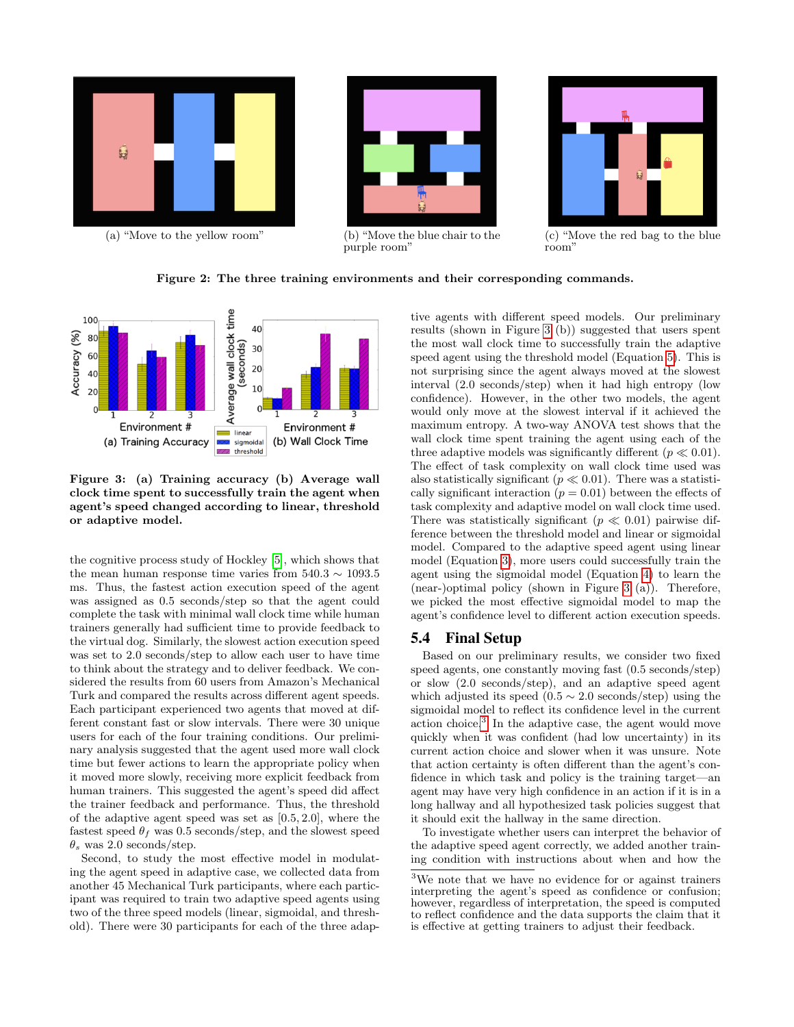(a) "Move to the yellow room"

(b) "Move the blue chair to the purple room"

(c) "Move the red bag to the blue room"

**Figure 2: The three training environments and their corresponding commands.**

**Figure 3: (a) Training accuracy (b) Average wall clock time spent to successfully train the agent when agent's speed changed according to linear, threshold or adaptive model.**

the cognitive process study of Hockley [5], which shows that the mean human response time varies from 540.3 ∼ 1093.5 ms. Thus, the fastest action execution speed of the agent was assigned as 0.5 seconds/step so that the agent could complete the task with minimal wall clock time while human trainers generally had sufficient time to provide feedback to the virtual dog. Similarly, the slowest action execution speed was set to 2.0 seconds/step to allow each user to have time to think about the strategy and to deliver feedback. We considered the results from 60 users from Amazon's Mechanical Turk and compared the results across different agent speeds. Each participant experienced two agents that moved at different constant fast or slow intervals. There were 30 unique users for each of the four training conditions. Our preliminary analysis suggested that the agent used more wall clock time but fewer actions to learn the appropriate policy when it moved more slowly, receiving more explicit feedback from human trainers. This suggested the agent's speed did affect the trainer feedback and performance. Thus, the threshold of the adaptive agent speed was set as [0.5, 2.0], where the fastest speed $\theta_f$ was 0.5 seconds/step, and the slowest speed $\theta_s$ was 2.0 seconds/step.

Second, to study the most effective model in modulating the agent speed in adaptive case, we collected data from another 45 Mechanical Turk participants, where each participant was required to train two adaptive speed agents using two of the three speed models (linear, sigmoidal, and threshold). There were 30 participants for each of the three adaptive agents with different speed models. Our preliminary results (shown in Figure 3 (b)) suggested that users spent the most wall clock time to successfully train the adaptive speed agent using the threshold model (Equation 5). This is not surprising since the agent always moved at the slowest interval (2.0 seconds/step) when it had high entropy (low confidence). However, in the other two models, the agent would only move at the slowest interval if it achieved the maximum entropy. A two-way ANOVA test shows that the wall clock time spent training the agent using each of the three adaptive models was significantly different ($p \ll 0.01$). The effect of task complexity on wall clock time used was also statistically significant ($p \ll 0.01$). There was a statistically significant interaction ($p = 0.01$) between the effects of task complexity and adaptive model on wall clock time used. There was statistically significant ($p \ll 0.01$) pairwise difference between the threshold model and linear or sigmoidal model. Compared to the adaptive speed agent using linear model (Equation 3), more users could successfully train the agent using the sigmoidal model (Equation 4) to learn the (near-)optimal policy (shown in Figure 3 (a)). Therefore, we picked the most effective sigmoidal model to map the agent's confidence level to different action execution speeds.

## 5.4 Final Setup

Based on our preliminary results, we consider two fixed speed agents, one constantly moving fast (0.5 seconds/step) or slow (2.0 seconds/step), and an adaptive speed agent which adjusted its speed (0.5 ∼ 2.0 seconds/step) using the sigmoidal model to reflect its confidence level in the current action choice.[3] In the adaptive case, the agent would move quickly when it was confident (had low uncertainty) in its current action choice and slower when it was unsure. Note that action certainty is often different than the agent's confidence in which task and policy is the training target—an agent may have very high confidence in an action if it is in a long hallway and all hypothesized task policies suggest that it should exit the hallway in the same direction.

To investigate whether users can interpret the behavior of the adaptive speed agent correctly, we added another training condition with instructions about when and how the

[3] We note that we have no evidence for or against trainers interpreting the agent's speed as confidence or confusion; however, regardless of interpretation, the speed is computed to reflect confidence and the data supports the claim that it is effective at getting trainers to adjust their feedback.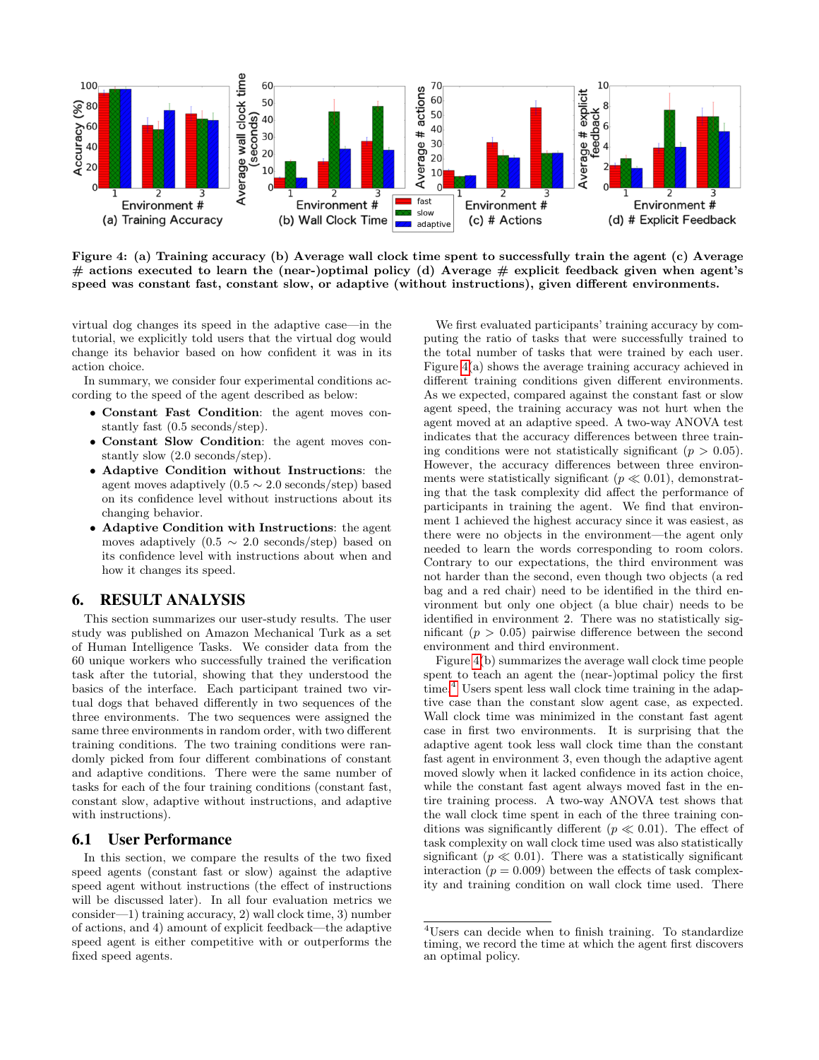**Figure 4: (a) Training accuracy (b) Average wall clock time spent to successfully train the agent (c) Average # actions executed to learn the (near-)optimal policy (d) Average # explicit feedback given when agent's speed was constant fast, constant slow, or adaptive (without instructions), given different environments.**

virtual dog changes its speed in the adaptive case—in the tutorial, we explicitly told users that the virtual dog would change its behavior based on how confident it was in its action choice.

In summary, we consider four experimental conditions according to the speed of the agent described as below:

- **Constant Fast Condition**: the agent moves constantly fast (0.5 seconds/step).
- **Constant Slow Condition**: the agent moves constantly slow (2.0 seconds/step).
- **Adaptive Condition without Instructions**: the agent moves adaptively ($0.5 \sim 2.0$ seconds/step) based on its confidence level without instructions about its changing behavior.
- **Adaptive Condition with Instructions**: the agent moves adaptively ($0.5 \sim 2.0$ seconds/step) based on its confidence level with instructions about when and how it changes its speed.

## 6. RESULT ANALYSIS

This section summarizes our user-study results. The user study was published on Amazon Mechanical Turk as a set of Human Intelligence Tasks. We consider data from the 60 unique workers who successfully trained the verification task after the tutorial, showing that they understood the basics of the interface. Each participant trained two virtual dogs that behaved differently in two sequences of the three environments. The two sequences were assigned the same three environments in random order, with two different training conditions. The two training conditions were randomly picked from four different combinations of constant and adaptive conditions. There were the same number of tasks for each of the four training conditions (constant fast, constant slow, adaptive without instructions, and adaptive with instructions).

### 6.1 User Performance

In this section, we compare the results of the two fixed speed agents (constant fast or slow) against the adaptive speed agent without instructions (the effect of instructions will be discussed later). In all four evaluation metrics we consider—1) training accuracy, 2) wall clock time, 3) number of actions, and 4) amount of explicit feedback—the adaptive speed agent is either competitive with or outperforms the fixed speed agents.

We first evaluated participants' training accuracy by computing the ratio of tasks that were successfully trained to the total number of tasks that were trained by each user. Figure 4(a) shows the average training accuracy achieved in different training conditions given different environments. As we expected, compared against the constant fast or slow agent speed, the training accuracy was not hurt when the agent moved at an adaptive speed. A two-way ANOVA test indicates that the accuracy differences between three training conditions were not statistically significant ($p > 0.05$). However, the accuracy differences between three environments were statistically significant ($p \ll 0.01$), demonstrating that the task complexity did affect the performance of participants in training the agent. We find that environment 1 achieved the highest accuracy since it was easiest, as there were no objects in the environment—the agent only needed to learn the words corresponding to room colors. Contrary to our expectations, the third environment was not harder than the second, even though two objects (a red bag and a red chair) need to be identified in the third environment but only one object (a blue chair) needs to be identified in environment 2. There was no statistically significant ($p > 0.05$) pairwise difference between the second environment and third environment.

Figure 4(b) summarizes the average wall clock time people spent to teach an agent the (near-)optimal policy the first time.[4] Users spent less wall clock time training in the adaptive case than the constant slow agent case, as expected. Wall clock time was minimized in the constant fast agent case in first two environments. It is surprising that the adaptive agent took less wall clock time than the constant fast agent in environment 3, even though the adaptive agent moved slowly when it lacked confidence in its action choice, while the constant fast agent always moved fast in the entire training process. A two-way ANOVA test shows that the wall clock time spent in each of the three training conditions was significantly different ($p \ll 0.01$). The effect of task complexity on wall clock time used was also statistically significant ($p \ll 0.01$). There was a statistically significant interaction ($p = 0.009$) between the effects of task complexity and training condition on wall clock time used. There

[4] Users can decide when to finish training. To standardize timing, we record the time at which the agent first discovers an optimal policy.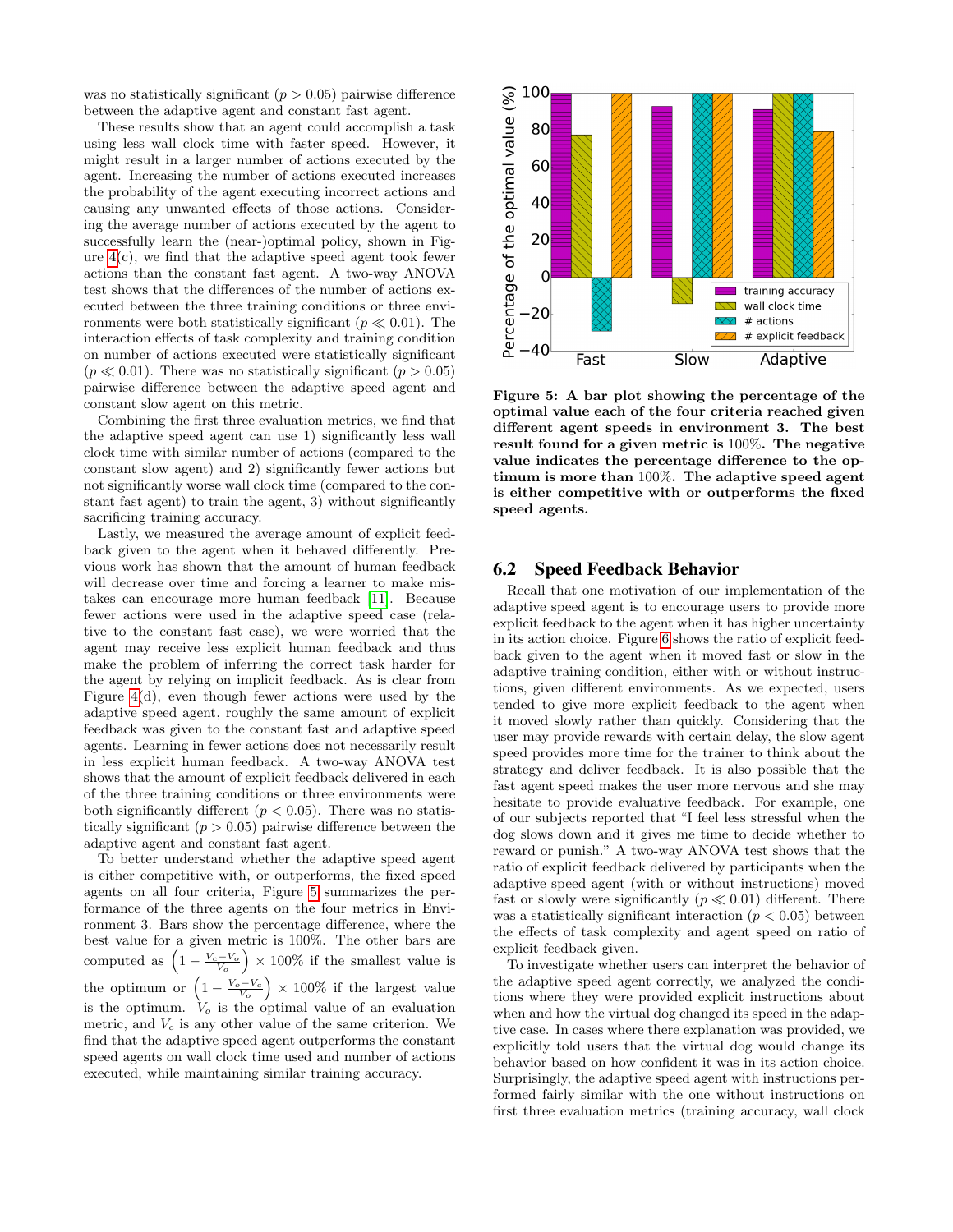was no statistically significant ($p > 0.05$) pairwise difference between the adaptive agent and constant fast agent.

These results show that an agent could accomplish a task using less wall clock time with faster speed. However, it might result in a larger number of actions executed by the agent. Increasing the number of actions executed increases the probability of the agent executing incorrect actions and causing any unwanted effects of those actions. Considering the average number of actions executed by the agent to successfully learn the (near-)optimal policy, shown in Figure 4(c), we find that the adaptive speed agent took fewer actions than the constant fast agent. A two-way ANOVA test shows that the differences of the number of actions executed between the three training conditions or three environments were both statistically significant ($p \ll 0.01$). The interaction effects of task complexity and training condition on number of actions executed were statistically significant ($p \ll 0.01$). There was no statistically significant ($p > 0.05$) pairwise difference between the adaptive speed agent and constant slow agent on this metric.

Combining the first three evaluation metrics, we find that the adaptive speed agent can use 1) significantly less wall clock time with similar number of actions (compared to the constant slow agent) and 2) significantly fewer actions but not significantly worse wall clock time (compared to the constant fast agent) to train the agent, 3) without significantly sacrificing training accuracy.

Lastly, we measured the average amount of explicit feedback given to the agent when it behaved differently. Previous work has shown that the amount of human feedback will decrease over time and forcing a learner to make mistakes can encourage more human feedback [11]. Because fewer actions were used in the adaptive speed case (relative to the constant fast case), we were worried that the agent may receive less explicit human feedback and thus make the problem of inferring the correct task harder for the agent by relying on implicit feedback. As is clear from Figure 4(d), even though fewer actions were used by the adaptive speed agent, roughly the same amount of explicit feedback was given to the constant fast and adaptive speed agents. Learning in fewer actions does not necessarily result in less explicit human feedback. A two-way ANOVA test shows that the amount of explicit feedback delivered in each of the three training conditions or three environments were both significantly different ($p < 0.05$). There was no statistically significant ($p > 0.05$) pairwise difference between the adaptive agent and constant fast agent.

To better understand whether the adaptive speed agent is either competitive with, or outperforms, the fixed speed agents on all four criteria, Figure 5 summarizes the performance of the three agents on the four metrics in Environment 3. Bars show the percentage difference, where the best value for a given metric is 100%. The other bars are computed as $\left(1 - \frac{V_c - V_o}{V_o}\right) \times 100\%$ if the smallest value is the optimum or $\left(1 - \frac{V_o - V_c}{V_o}\right) \times 100\%$ if the largest value is the optimum. $V_o$ is the optimal value of an evaluation metric, and $V_c$ is any other value of the same criterion. We find that the adaptive speed agent outperforms the constant speed agents on wall clock time used and number of actions executed, while maintaining similar training accuracy.

**Figure 5: A bar plot showing the percentage of the optimal value each of the four criteria reached given different agent speeds in environment 3. The best result found for a given metric is 100%. The negative value indicates the percentage difference to the optimum is more than 100%. The adaptive speed agent is either competitive with or outperforms the fixed speed agents.**

## 6.2 Speed Feedback Behavior

Recall that one motivation of our implementation of the adaptive speed agent is to encourage users to provide more explicit feedback to the agent when it has higher uncertainty in its action choice. Figure 6 shows the ratio of explicit feedback given to the agent when it moved fast or slow in the adaptive training condition, either with or without instructions, given different environments. As we expected, users tended to give more explicit feedback to the agent when it moved slowly rather than quickly. Considering that the user may provide rewards with certain delay, the slow agent speed provides more time for the trainer to think about the strategy and deliver feedback. It is also possible that the fast agent speed makes the user more nervous and she may hesitate to provide evaluative feedback. For example, one of our subjects reported that "I feel less stressful when the dog slows down and it gives me time to decide whether to reward or punish." A two-way ANOVA test shows that the ratio of explicit feedback delivered by participants when the adaptive speed agent (with or without instructions) moved fast or slowly were significantly ($p \ll 0.01$) different. There was a statistically significant interaction ($p < 0.05$) between the effects of task complexity and agent speed on ratio of explicit feedback given.

To investigate whether users can interpret the behavior of the adaptive speed agent correctly, we analyzed the conditions where they were provided explicit instructions about when and how the virtual dog changed its speed in the adaptive case. In cases where there explanation was provided, we explicitly told users that the virtual dog would change its behavior based on how confident it was in its action choice. Surprisingly, the adaptive speed agent with instructions performed fairly similar with the one without instructions on first three evaluation metrics (training accuracy, wall clock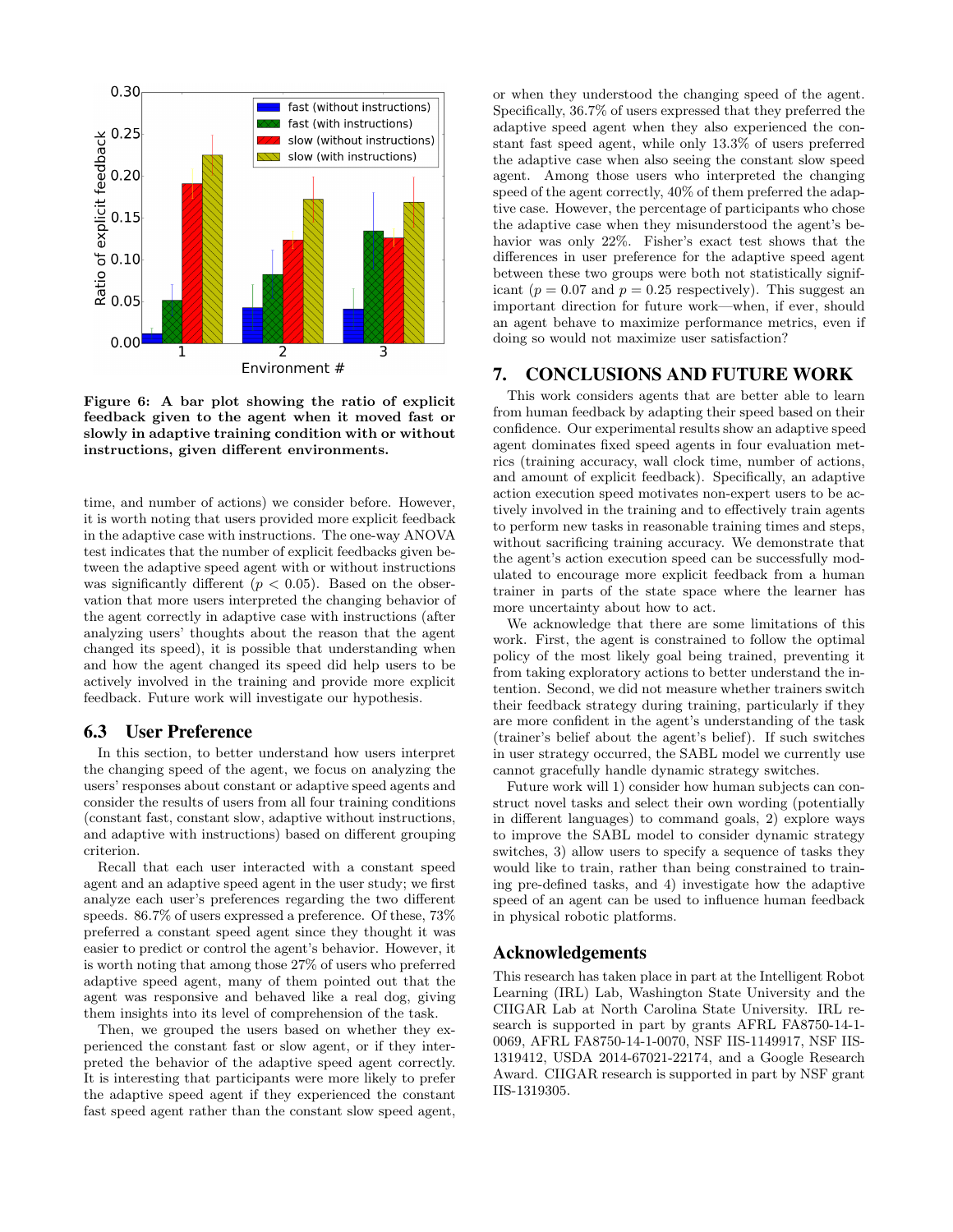Figure 6: A bar plot showing the ratio of explicit feedback given to the agent when it moved fast or slowly in adaptive training condition with or without instructions, given different environments.

time, and number of actions) we consider before. However, it is worth noting that users provided more explicit feedback in the adaptive case with instructions. The one-way ANOVA test indicates that the number of explicit feedbacks given between the adaptive speed agent with or without instructions was significantly different ($p < 0.05$). Based on the observation that more users interpreted the changing behavior of the agent correctly in adaptive case with instructions (after analyzing users' thoughts about the reason that the agent changed its speed), it is possible that understanding when and how the agent changed its speed did help users to be actively involved in the training and provide more explicit feedback. Future work will investigate our hypothesis.

### 6.3 User Preference

In this section, to better understand how users interpret the changing speed of the agent, we focus on analyzing the users' responses about constant or adaptive speed agents and consider the results of users from all four training conditions (constant fast, constant slow, adaptive without instructions, and adaptive with instructions) based on different grouping criterion.

Recall that each user interacted with a constant speed agent and an adaptive speed agent in the user study; we first analyze each user's preferences regarding the two different speeds. 86.7% of users expressed a preference. Of these, 73% preferred a constant speed agent since they thought it was easier to predict or control the agent's behavior. However, it is worth noting that among those 27% of users who preferred adaptive speed agent, many of them pointed out that the agent was responsive and behaved like a real dog, giving them insights into its level of comprehension of the task.

Then, we grouped the users based on whether they experienced the constant fast or slow agent, or if they interpreted the behavior of the adaptive speed agent correctly. It is interesting that participants were more likely to prefer the adaptive speed agent if they experienced the constant fast speed agent rather than the constant slow speed agent, or when they understood the changing speed of the agent. Specifically, 36.7% of users expressed that they preferred the adaptive speed agent when they also experienced the constant fast speed agent, while only 13.3% of users preferred the adaptive case when also seeing the constant slow speed agent. Among those users who interpreted the changing speed of the agent correctly, 40% of them preferred the adaptive case. However, the percentage of participants who chose the adaptive case when they misunderstood the agent's behavior was only 22%. Fisher's exact test shows that the differences in user preference for the adaptive speed agent between these two groups were both not statistically significant ($p = 0.07$ and $p = 0.25$ respectively). This suggest an important direction for future work—when, if ever, should an agent behave to maximize performance metrics, even if doing so would not maximize user satisfaction?

## 7. CONCLUSIONS AND FUTURE WORK

This work considers agents that are better able to learn from human feedback by adapting their speed based on their confidence. Our experimental results show an adaptive speed agent dominates fixed speed agents in four evaluation metrics (training accuracy, wall clock time, number of actions, and amount of explicit feedback). Specifically, an adaptive action execution speed motivates non-expert users to be actively involved in the training and to effectively train agents to perform new tasks in reasonable training times and steps, without sacrificing training accuracy. We demonstrate that the agent's action execution speed can be successfully modulated to encourage more explicit feedback from a human trainer in parts of the state space where the learner has more uncertainty about how to act.

We acknowledge that there are some limitations of this work. First, the agent is constrained to follow the optimal policy of the most likely goal being trained, preventing it from taking exploratory actions to better understand the intention. Second, we did not measure whether trainers switch their feedback strategy during training, particularly if they are more confident in the agent's understanding of the task (trainer's belief about the agent's belief). If such switches in user strategy occurred, the SABL model we currently use cannot gracefully handle dynamic strategy switches.

Future work will 1) consider how human subjects can construct novel tasks and select their own wording (potentially in different languages) to command goals, 2) explore ways to improve the SABL model to consider dynamic strategy switches, 3) allow users to specify a sequence of tasks they would like to train, rather than being constrained to training pre-defined tasks, and 4) investigate how the adaptive speed of an agent can be used to influence human feedback in physical robotic platforms.

## Acknowledgements

This research has taken place in part at the Intelligent Robot Learning (IRL) Lab, Washington State University and the CIIGAR Lab at North Carolina State University. IRL research is supported in part by grants AFRL FA8750-14-1-0069, AFRL FA8750-14-1-0070, NSF IIS-1149917, NSF IIS-1319412, USDA 2014-67021-22174, and a Google Research Award. CIIGAR research is supported in part by NSF grant IIS-1319305.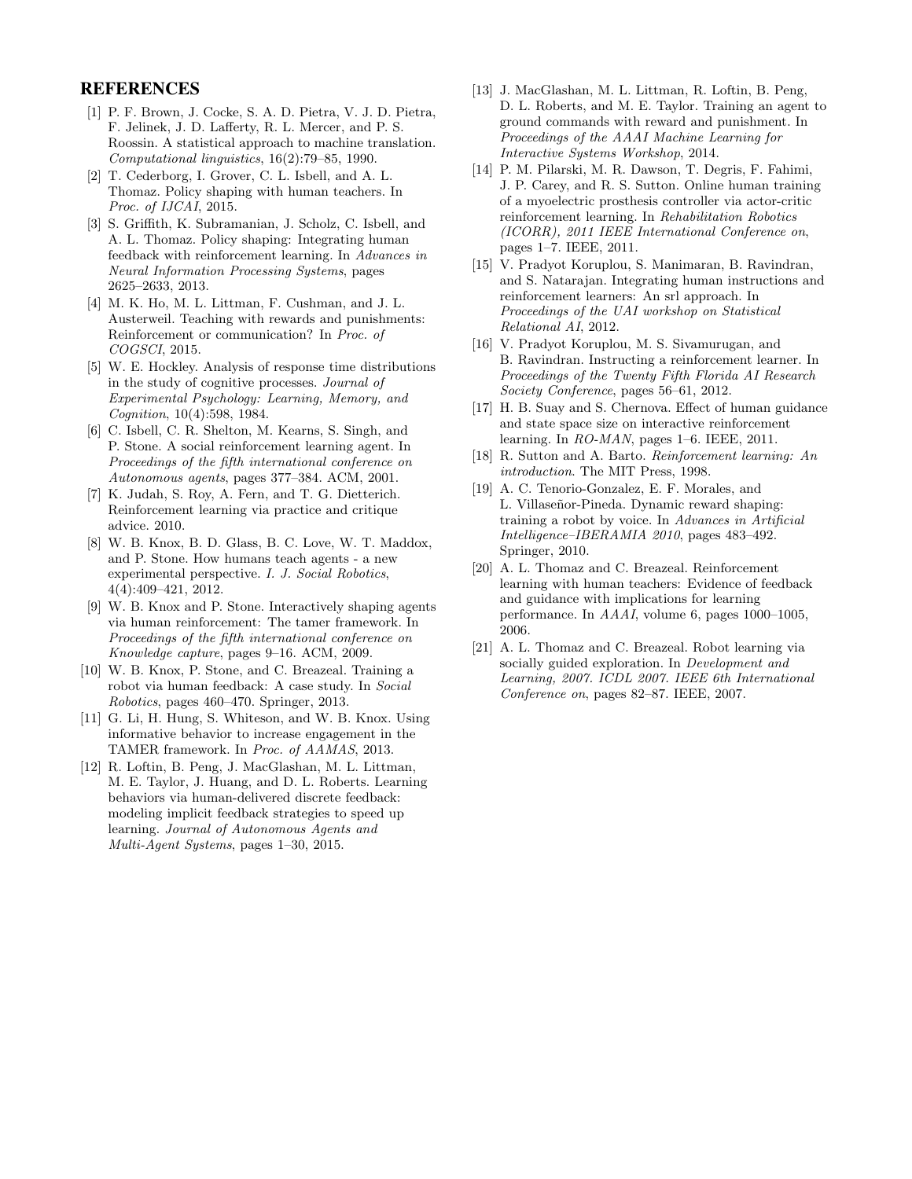## REFERENCES

[1] P. F. Brown, J. Cocke, S. A. D. Pietra, V. J. D. Pietra, F. Jelinek, J. D. Lafferty, R. L. Mercer, and P. S. Roossin. A statistical approach to machine translation. *Computational linguistics*, 16(2):79–85, 1990.

[2] T. Cederborg, I. Grover, C. L. Isbell, and A. L. Thomaz. Policy shaping with human teachers. In *Proc. of IJCAI*, 2015.

[3] S. Griffith, K. Subramanian, J. Scholz, C. Isbell, and A. L. Thomaz. Policy shaping: Integrating human feedback with reinforcement learning. In *Advances in Neural Information Processing Systems*, pages 2625–2633, 2013.

[4] M. K. Ho, M. L. Littman, F. Cushman, and J. L. Austerweil. Teaching with rewards and punishments: Reinforcement or communication? In *Proc. of COGSCI*, 2015.

[5] W. E. Hockley. Analysis of response time distributions in the study of cognitive processes. *Journal of Experimental Psychology: Learning, Memory, and Cognition*, 10(4):598, 1984.

[6] C. Isbell, C. R. Shelton, M. Kearns, S. Singh, and P. Stone. A social reinforcement learning agent. In *Proceedings of the fifth international conference on Autonomous agents*, pages 377–384. ACM, 2001.

[7] K. Judah, S. Roy, A. Fern, and T. G. Dietterich. Reinforcement learning via practice and critique advice. 2010.

[8] W. B. Knox, B. D. Glass, B. C. Love, W. T. Maddox, and P. Stone. How humans teach agents - a new experimental perspective. *I. J. Social Robotics*, 4(4):409–421, 2012.

[9] W. B. Knox and P. Stone. Interactively shaping agents via human reinforcement: The tamer framework. In *Proceedings of the fifth international conference on Knowledge capture*, pages 9–16. ACM, 2009.

[10] W. B. Knox, P. Stone, and C. Breazeal. Training a robot via human feedback: A case study. In *Social Robotics*, pages 460–470. Springer, 2013.

[11] G. Li, H. Hung, S. Whiteson, and W. B. Knox. Using informative behavior to increase engagement in the TAMER framework. In *Proc. of AAMAS*, 2013.

[12] R. Loftin, B. Peng, J. MacGlashan, M. L. Littman, M. E. Taylor, J. Huang, and D. L. Roberts. Learning behaviors via human-delivered discrete feedback: modeling implicit feedback strategies to speed up learning. *Journal of Autonomous Agents and Multi-Agent Systems*, pages 1–30, 2015.

[13] J. MacGlashan, M. L. Littman, R. Loftin, B. Peng, D. L. Roberts, and M. E. Taylor. Training an agent to ground commands with reward and punishment. In *Proceedings of the AAAI Machine Learning for Interactive Systems Workshop*, 2014.

[14] P. M. Pilarski, M. R. Dawson, T. Degris, F. Fahimi, J. P. Carey, and R. S. Sutton. Online human training of a myoelectric prosthesis controller via actor-critic reinforcement learning. In *Rehabilitation Robotics (ICORR), 2011 IEEE International Conference on*, pages 1–7. IEEE, 2011.

[15] V. Pradyot Koruplou, S. Manimaran, B. Ravindran, and S. Natarajan. Integrating human instructions and reinforcement learners: An srl approach. In *Proceedings of the UAI workshop on Statistical Relational AI*, 2012.

[16] V. Pradyot Koruplou, M. S. Sivamurugan, and B. Ravindran. Instructing a reinforcement learner. In *Proceedings of the Twenty Fifth Florida AI Research Society Conference*, pages 56–61, 2012.

[17] H. B. Suay and S. Chernova. Effect of human guidance and state space size on interactive reinforcement learning. In *RO-MAN*, pages 1–6. IEEE, 2011.

[18] R. Sutton and A. Barto. *Reinforcement learning: An introduction*. The MIT Press, 1998.

[19] A. C. Tenorio-Gonzalez, E. F. Morales, and L. Villaseñor-Pineda. Dynamic reward shaping: training a robot by voice. In *Advances in Artificial Intelligence–IBERAMIA 2010*, pages 483–492. Springer, 2010.

[20] A. L. Thomaz and C. Breazeal. Reinforcement learning with human teachers: Evidence of feedback and guidance with implications for learning performance. In *AAAI*, volume 6, pages 1000–1005, 2006.

[21] A. L. Thomaz and C. Breazeal. Robot learning via socially guided exploration. In *Development and Learning, 2007. ICDL 2007. IEEE 6th International Conference on*, pages 82–87. IEEE, 2007.